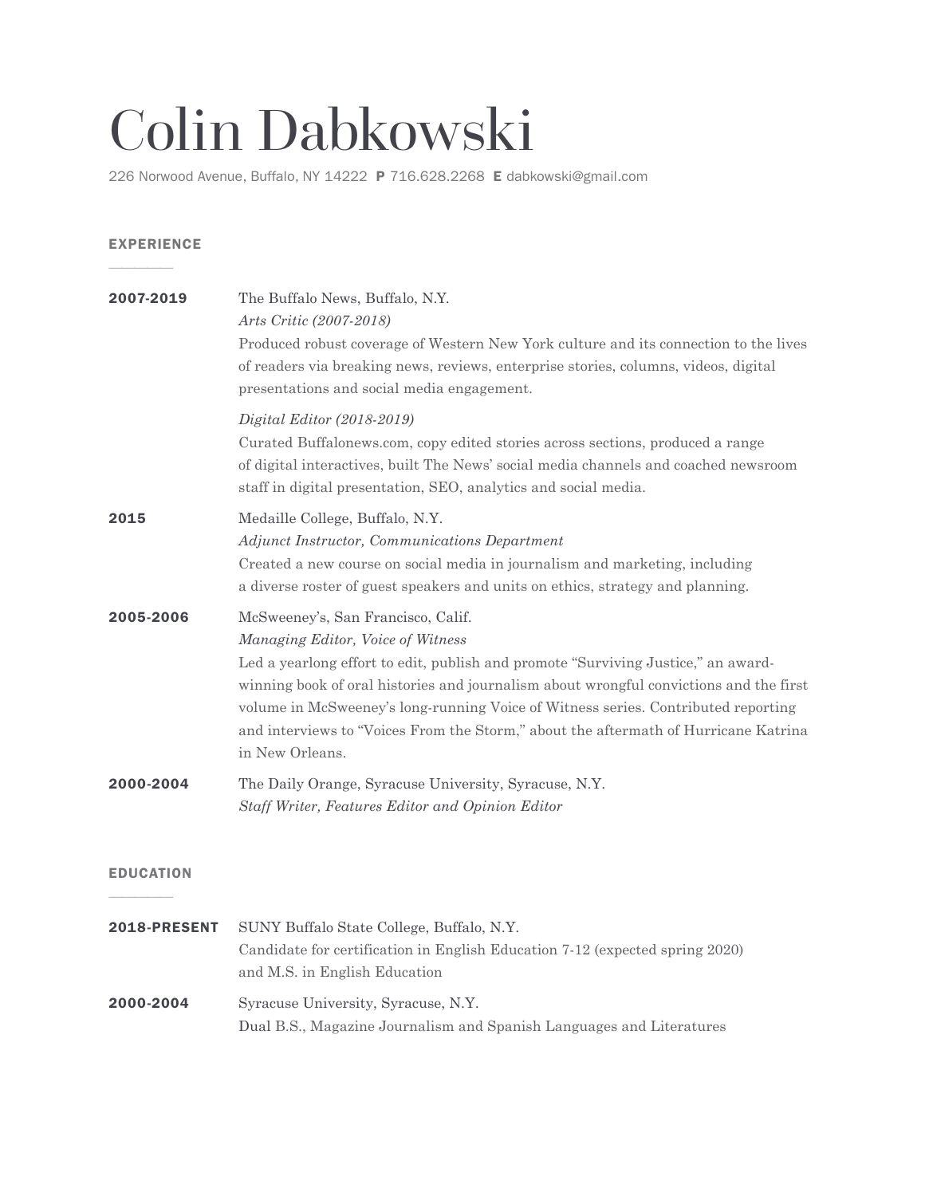# Colin Dabkowski

226 Norwood Avenue, Buffalo, NY 14222 **P** 716.628.2268 **E** dabkowski@gmail.com

## EXPERIENCE

**2007-2019**

The Buffalo News, Buffalo, N.Y.

*Arts Critic (2007-2018)*

Produced robust coverage of Western New York culture and its connection to the lives of readers via breaking news, reviews, enterprise stories, columns, videos, digital presentations and social media engagement.

*Digital Editor (2018-2019)*

Curated Buffalonews.com, copy edited stories across sections, produced a range of digital interactives, built The News' social media channels and coached newsroom staff in digital presentation, SEO, analytics and social media.

**2015**

Medaille College, Buffalo, N.Y.

*Adjunct Instructor, Communications Department*

Created a new course on social media in journalism and marketing, including a diverse roster of guest speakers and units on ethics, strategy and planning.

**2005-2006**

McSweeney's, San Francisco, Calif.

*Managing Editor, Voice of Witness*

Led a yearlong effort to edit, publish and promote "Surviving Justice," an award-winning book of oral histories and journalism about wrongful convictions and the first volume in McSweeney's long-running Voice of Witness series. Contributed reporting and interviews to "Voices From the Storm," about the aftermath of Hurricane Katrina in New Orleans.

**2000-2004**

The Daily Orange, Syracuse University, Syracuse, N.Y.

*Staff Writer, Features Editor and Opinion Editor*

## EDUCATION

**2018-PRESENT**

SUNY Buffalo State College, Buffalo, N.Y.

Candidate for certification in English Education 7-12 (expected spring 2020) and M.S. in English Education

**2000-2004**

Syracuse University, Syracuse, N.Y.

Dual B.S., Magazine Journalism and Spanish Languages and Literatures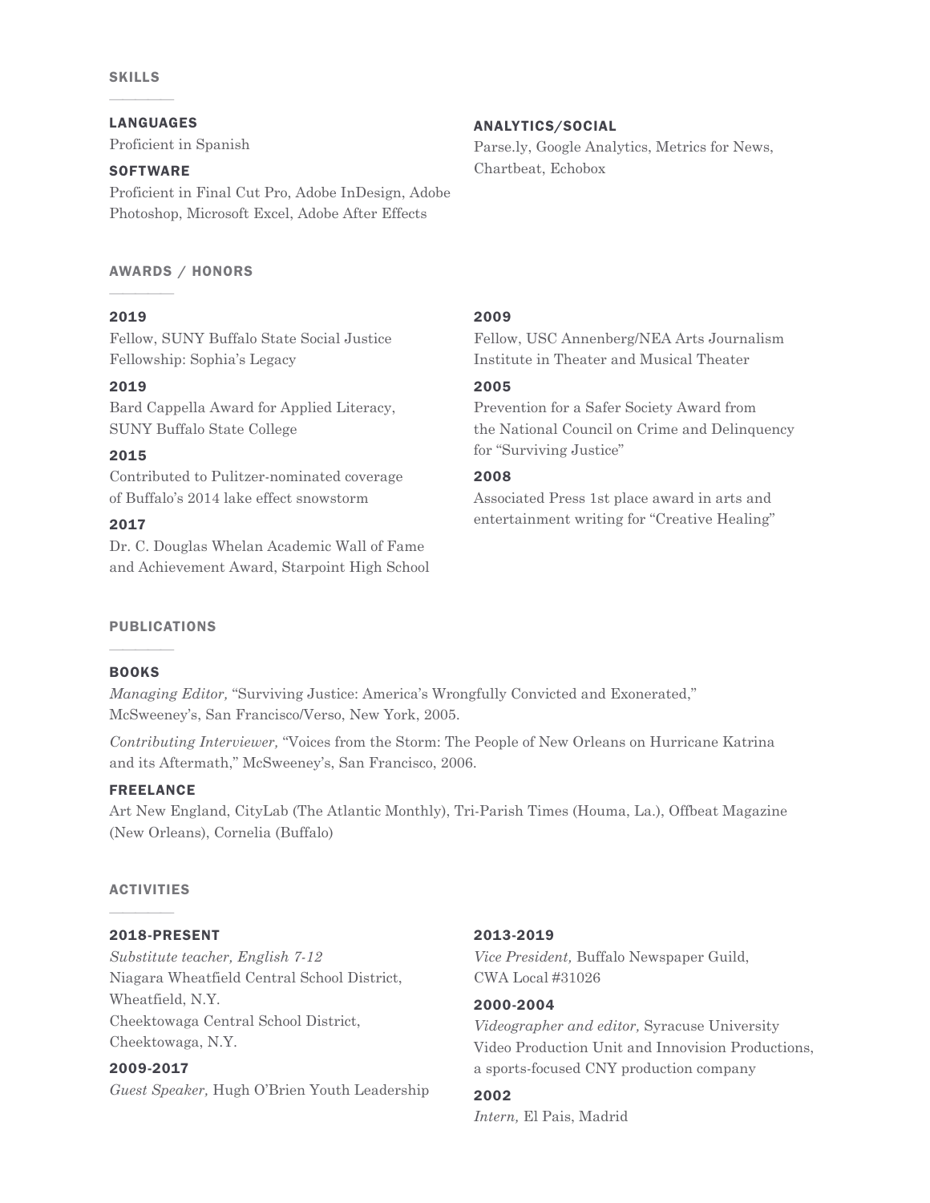## SKILLS

### LANGUAGES

Proficient in Spanish

### SOFTWARE

Proficient in Final Cut Pro, Adobe InDesign, Adobe Photoshop, Microsoft Excel, Adobe After Effects

### ANALYTICS/SOCIAL

Parse.ly, Google Analytics, Metrics for News, Chartbeat, Echobox

## AWARDS / HONORS

### 2019

Fellow, SUNY Buffalo State Social Justice Fellowship: Sophia's Legacy

### 2019

Bard Cappella Award for Applied Literacy, SUNY Buffalo State College

### 2015

Contributed to Pulitzer-nominated coverage of Buffalo's 2014 lake effect snowstorm

### 2017

Dr. C. Douglas Whelan Academic Wall of Fame and Achievement Award, Starpoint High School

### 2009

Fellow, USC Annenberg/NEA Arts Journalism Institute in Theater and Musical Theater

### 2005

Prevention for a Safer Society Award from the National Council on Crime and Delinquency for "Surviving Justice"

### 2008

Associated Press 1st place award in arts and entertainment writing for "Creative Healing"

## PUBLICATIONS

### BOOKS

*Managing Editor,* "Surviving Justice: America's Wrongfully Convicted and Exonerated," McSweeney's, San Francisco/Verso, New York, 2005.

*Contributing Interviewer,* "Voices from the Storm: The People of New Orleans on Hurricane Katrina and its Aftermath," McSweeney's, San Francisco, 2006.

### FREELANCE

Art New England, CityLab (The Atlantic Monthly), Tri-Parish Times (Houma, La.), Offbeat Magazine (New Orleans), Cornelia (Buffalo)

## ACTIVITIES

### 2018-PRESENT

*Substitute teacher, English 7-12*
Niagara Wheatfield Central School District, Wheatfield, N.Y.
Cheektowaga Central School District, Cheektowaga, N.Y.

### 2009-2017

*Guest Speaker,* Hugh O'Brien Youth Leadership

### 2013-2019

*Vice President,* Buffalo Newspaper Guild, CWA Local #31026

### 2000-2004

*Videographer and editor,* Syracuse University Video Production Unit and Innovision Productions, a sports-focused CNY production company

### 2002

*Intern,* El Pais, Madrid